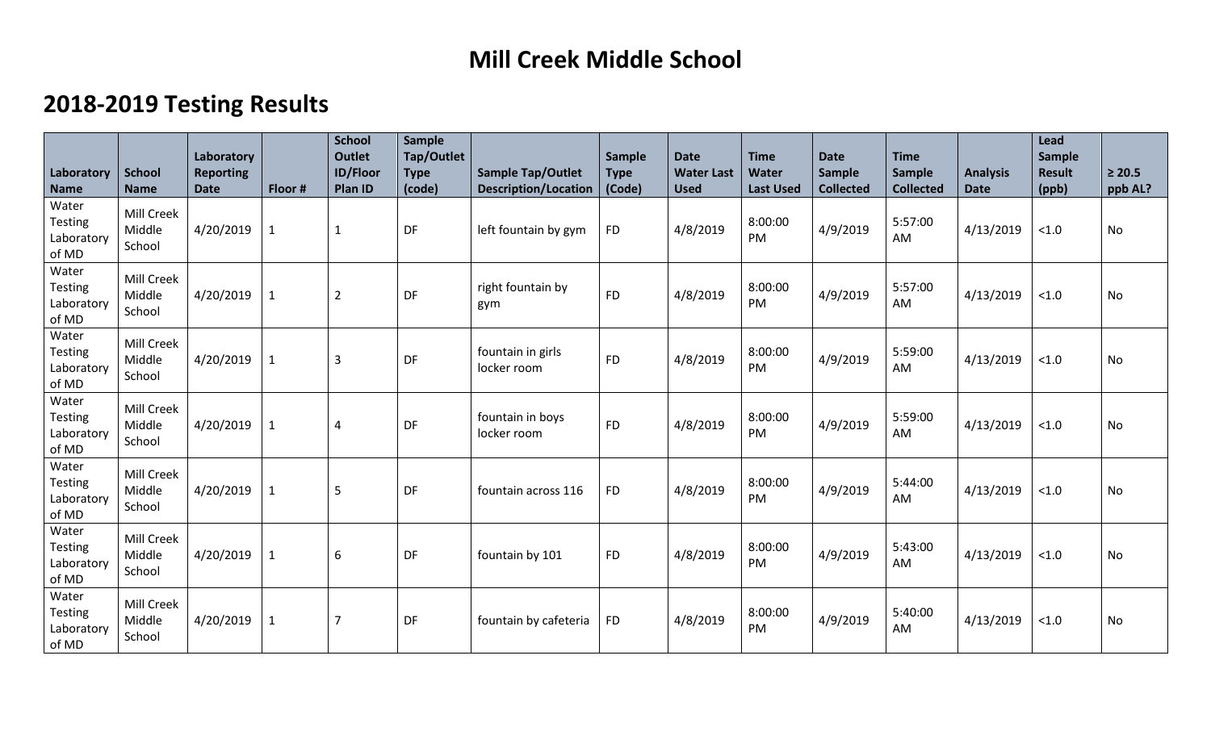# Mill Creek Middle School

## 2018-2019 Testing Results

| Laboratory Name | School Name | Laboratory Reporting Date | Floor # | School Outlet ID/Floor Plan ID | Sample Tap/Outlet Type (code) | Sample Tap/Outlet Description/Location | Sample Type (Code) | Date Water Last Used | Time Water Last Used | Date Sample Collected | Time Sample Collected | Analysis Date | Lead Sample Result (ppb) | ≥ 20.5 ppb AL? |
|---|---|---|---|---|---|---|---|---|---|---|---|---|---|---|
| Water Testing Laboratory of MD | Mill Creek Middle School | 4/20/2019 | 1 | 1 | DF | left fountain by gym | FD | 4/8/2019 | 8:00:00 PM | 4/9/2019 | 5:57:00 AM | 4/13/2019 | <1.0 | No |
| Water Testing Laboratory of MD | Mill Creek Middle School | 4/20/2019 | 1 | 2 | DF | right fountain by gym | FD | 4/8/2019 | 8:00:00 PM | 4/9/2019 | 5:57:00 AM | 4/13/2019 | <1.0 | No |
| Water Testing Laboratory of MD | Mill Creek Middle School | 4/20/2019 | 1 | 3 | DF | fountain in girls locker room | FD | 4/8/2019 | 8:00:00 PM | 4/9/2019 | 5:59:00 AM | 4/13/2019 | <1.0 | No |
| Water Testing Laboratory of MD | Mill Creek Middle School | 4/20/2019 | 1 | 4 | DF | fountain in boys locker room | FD | 4/8/2019 | 8:00:00 PM | 4/9/2019 | 5:59:00 AM | 4/13/2019 | <1.0 | No |
| Water Testing Laboratory of MD | Mill Creek Middle School | 4/20/2019 | 1 | 5 | DF | fountain across 116 | FD | 4/8/2019 | 8:00:00 PM | 4/9/2019 | 5:44:00 AM | 4/13/2019 | <1.0 | No |
| Water Testing Laboratory of MD | Mill Creek Middle School | 4/20/2019 | 1 | 6 | DF | fountain by 101 | FD | 4/8/2019 | 8:00:00 PM | 4/9/2019 | 5:43:00 AM | 4/13/2019 | <1.0 | No |
| Water Testing Laboratory of MD | Mill Creek Middle School | 4/20/2019 | 1 | 7 | DF | fountain by cafeteria | FD | 4/8/2019 | 8:00:00 PM | 4/9/2019 | 5:40:00 AM | 4/13/2019 | <1.0 | No |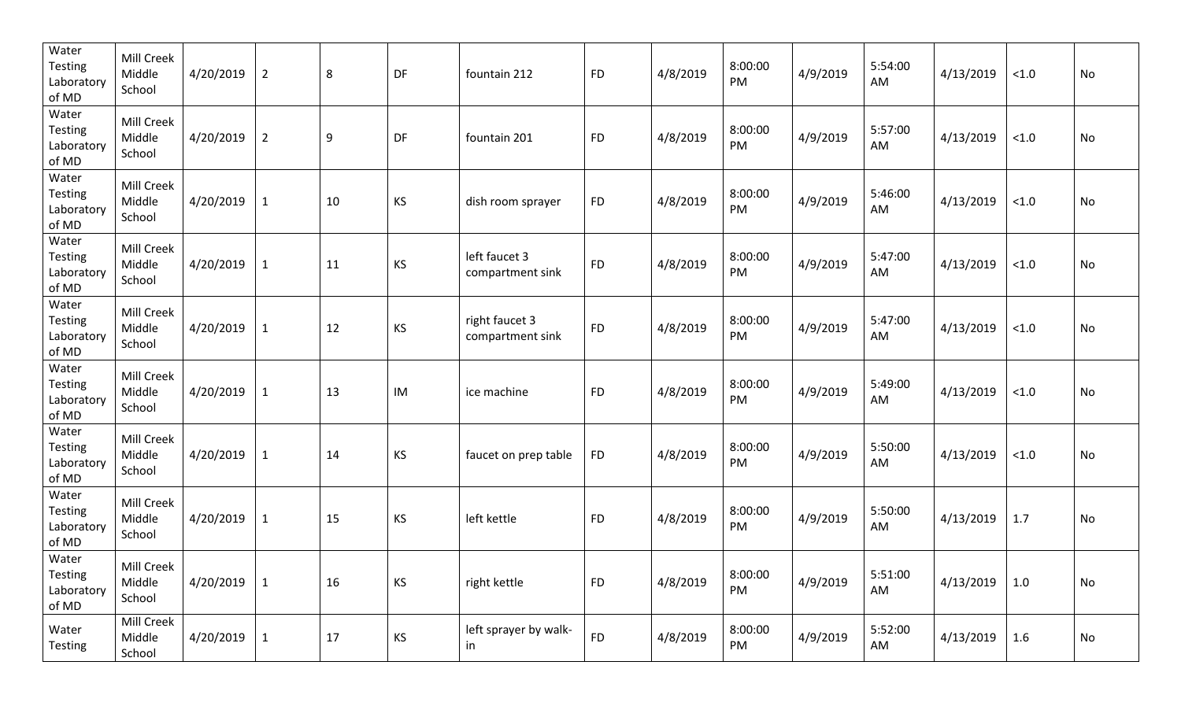| | | | | | | | | | | | | | | |
|---|---|---|---|---|---|---|---|---|---|---|---|---|---|---|
| Water Testing Laboratory of MD | Mill Creek Middle School | 4/20/2019 | 2 | 8 | DF | fountain 212 | FD | 4/8/2019 | 8:00:00 PM | 4/9/2019 | 5:54:00 AM | 4/13/2019 | <1.0 | No |
| Water Testing Laboratory of MD | Mill Creek Middle School | 4/20/2019 | 2 | 9 | DF | fountain 201 | FD | 4/8/2019 | 8:00:00 PM | 4/9/2019 | 5:57:00 AM | 4/13/2019 | <1.0 | No |
| Water Testing Laboratory of MD | Mill Creek Middle School | 4/20/2019 | 1 | 10 | KS | dish room sprayer | FD | 4/8/2019 | 8:00:00 PM | 4/9/2019 | 5:46:00 AM | 4/13/2019 | <1.0 | No |
| Water Testing Laboratory of MD | Mill Creek Middle School | 4/20/2019 | 1 | 11 | KS | left faucet 3 compartment sink | FD | 4/8/2019 | 8:00:00 PM | 4/9/2019 | 5:47:00 AM | 4/13/2019 | <1.0 | No |
| Water Testing Laboratory of MD | Mill Creek Middle School | 4/20/2019 | 1 | 12 | KS | right faucet 3 compartment sink | FD | 4/8/2019 | 8:00:00 PM | 4/9/2019 | 5:47:00 AM | 4/13/2019 | <1.0 | No |
| Water Testing Laboratory of MD | Mill Creek Middle School | 4/20/2019 | 1 | 13 | IM | ice machine | FD | 4/8/2019 | 8:00:00 PM | 4/9/2019 | 5:49:00 AM | 4/13/2019 | <1.0 | No |
| Water Testing Laboratory of MD | Mill Creek Middle School | 4/20/2019 | 1 | 14 | KS | faucet on prep table | FD | 4/8/2019 | 8:00:00 PM | 4/9/2019 | 5:50:00 AM | 4/13/2019 | <1.0 | No |
| Water Testing Laboratory of MD | Mill Creek Middle School | 4/20/2019 | 1 | 15 | KS | left kettle | FD | 4/8/2019 | 8:00:00 PM | 4/9/2019 | 5:50:00 AM | 4/13/2019 | 1.7 | No |
| Water Testing Laboratory of MD | Mill Creek Middle School | 4/20/2019 | 1 | 16 | KS | right kettle | FD | 4/8/2019 | 8:00:00 PM | 4/9/2019 | 5:51:00 AM | 4/13/2019 | 1.0 | No |
| Water Testing | Mill Creek Middle School | 4/20/2019 | 1 | 17 | KS | left sprayer by walk-in | FD | 4/8/2019 | 8:00:00 PM | 4/9/2019 | 5:52:00 AM | 4/13/2019 | 1.6 | No |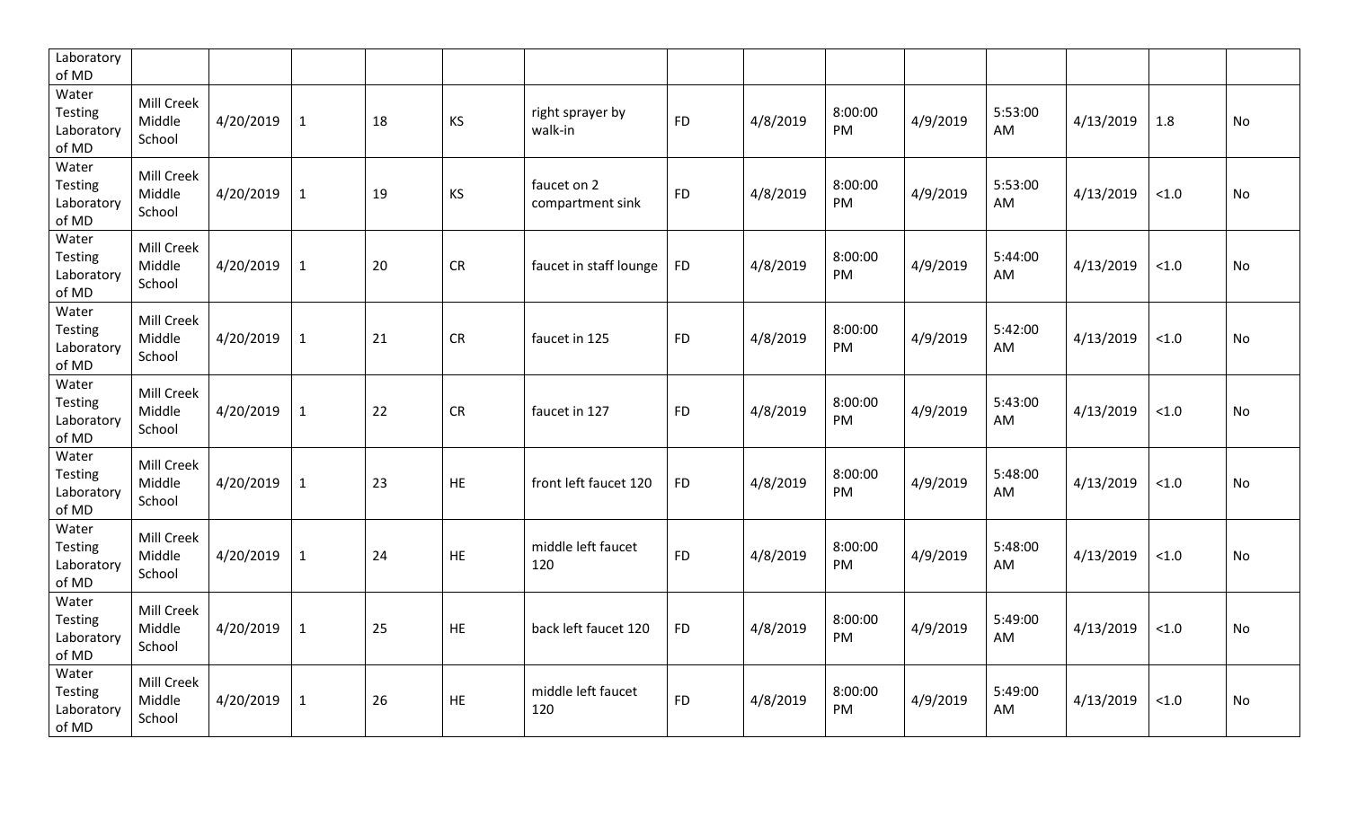| Laboratory of MD | | | | | | | | | | | | | | |
|---|---|---|---|---|---|---|---|---|---|---|---|---|---|---|
| Water Testing Laboratory of MD | Mill Creek Middle School | 4/20/2019 | 1 | 18 | KS | right sprayer by walk-in | FD | 4/8/2019 | 8:00:00 PM | 4/9/2019 | 5:53:00 AM | 4/13/2019 | 1.8 | No |
| Water Testing Laboratory of MD | Mill Creek Middle School | 4/20/2019 | 1 | 19 | KS | faucet on 2 compartment sink | FD | 4/8/2019 | 8:00:00 PM | 4/9/2019 | 5:53:00 AM | 4/13/2019 | <1.0 | No |
| Water Testing Laboratory of MD | Mill Creek Middle School | 4/20/2019 | 1 | 20 | CR | faucet in staff lounge | FD | 4/8/2019 | 8:00:00 PM | 4/9/2019 | 5:44:00 AM | 4/13/2019 | <1.0 | No |
| Water Testing Laboratory of MD | Mill Creek Middle School | 4/20/2019 | 1 | 21 | CR | faucet in 125 | FD | 4/8/2019 | 8:00:00 PM | 4/9/2019 | 5:42:00 AM | 4/13/2019 | <1.0 | No |
| Water Testing Laboratory of MD | Mill Creek Middle School | 4/20/2019 | 1 | 22 | CR | faucet in 127 | FD | 4/8/2019 | 8:00:00 PM | 4/9/2019 | 5:43:00 AM | 4/13/2019 | <1.0 | No |
| Water Testing Laboratory of MD | Mill Creek Middle School | 4/20/2019 | 1 | 23 | HE | front left faucet 120 | FD | 4/8/2019 | 8:00:00 PM | 4/9/2019 | 5:48:00 AM | 4/13/2019 | <1.0 | No |
| Water Testing Laboratory of MD | Mill Creek Middle School | 4/20/2019 | 1 | 24 | HE | middle left faucet 120 | FD | 4/8/2019 | 8:00:00 PM | 4/9/2019 | 5:48:00 AM | 4/13/2019 | <1.0 | No |
| Water Testing Laboratory of MD | Mill Creek Middle School | 4/20/2019 | 1 | 25 | HE | back left faucet 120 | FD | 4/8/2019 | 8:00:00 PM | 4/9/2019 | 5:49:00 AM | 4/13/2019 | <1.0 | No |
| Water Testing Laboratory of MD | Mill Creek Middle School | 4/20/2019 | 1 | 26 | HE | middle left faucet 120 | FD | 4/8/2019 | 8:00:00 PM | 4/9/2019 | 5:49:00 AM | 4/13/2019 | <1.0 | No |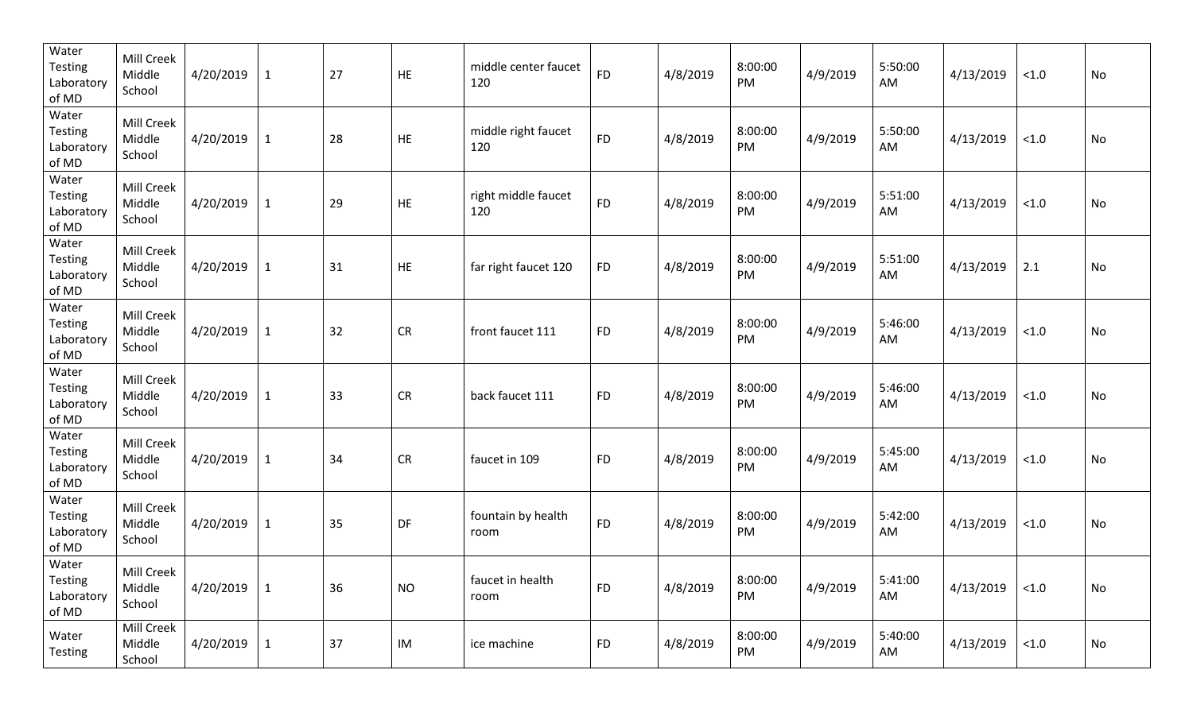| | | | | | | | | | | | | | | |
|---|---|---|---|---|---|---|---|---|---|---|---|---|---|---|
| Water Testing Laboratory of MD | Mill Creek Middle School | 4/20/2019 | 1 | 27 | HE | middle center faucet 120 | FD | 4/8/2019 | 8:00:00 PM | 4/9/2019 | 5:50:00 AM | 4/13/2019 | <1.0 | No |
| Water Testing Laboratory of MD | Mill Creek Middle School | 4/20/2019 | 1 | 28 | HE | middle right faucet 120 | FD | 4/8/2019 | 8:00:00 PM | 4/9/2019 | 5:50:00 AM | 4/13/2019 | <1.0 | No |
| Water Testing Laboratory of MD | Mill Creek Middle School | 4/20/2019 | 1 | 29 | HE | right middle faucet 120 | FD | 4/8/2019 | 8:00:00 PM | 4/9/2019 | 5:51:00 AM | 4/13/2019 | <1.0 | No |
| Water Testing Laboratory of MD | Mill Creek Middle School | 4/20/2019 | 1 | 31 | HE | far right faucet 120 | FD | 4/8/2019 | 8:00:00 PM | 4/9/2019 | 5:51:00 AM | 4/13/2019 | 2.1 | No |
| Water Testing Laboratory of MD | Mill Creek Middle School | 4/20/2019 | 1 | 32 | CR | front faucet 111 | FD | 4/8/2019 | 8:00:00 PM | 4/9/2019 | 5:46:00 AM | 4/13/2019 | <1.0 | No |
| Water Testing Laboratory of MD | Mill Creek Middle School | 4/20/2019 | 1 | 33 | CR | back faucet 111 | FD | 4/8/2019 | 8:00:00 PM | 4/9/2019 | 5:46:00 AM | 4/13/2019 | <1.0 | No |
| Water Testing Laboratory of MD | Mill Creek Middle School | 4/20/2019 | 1 | 34 | CR | faucet in 109 | FD | 4/8/2019 | 8:00:00 PM | 4/9/2019 | 5:45:00 AM | 4/13/2019 | <1.0 | No |
| Water Testing Laboratory of MD | Mill Creek Middle School | 4/20/2019 | 1 | 35 | DF | fountain by health room | FD | 4/8/2019 | 8:00:00 PM | 4/9/2019 | 5:42:00 AM | 4/13/2019 | <1.0 | No |
| Water Testing Laboratory of MD | Mill Creek Middle School | 4/20/2019 | 1 | 36 | NO | faucet in health room | FD | 4/8/2019 | 8:00:00 PM | 4/9/2019 | 5:41:00 AM | 4/13/2019 | <1.0 | No |
| Water Testing | Mill Creek Middle School | 4/20/2019 | 1 | 37 | IM | ice machine | FD | 4/8/2019 | 8:00:00 PM | 4/9/2019 | 5:40:00 AM | 4/13/2019 | <1.0 | No |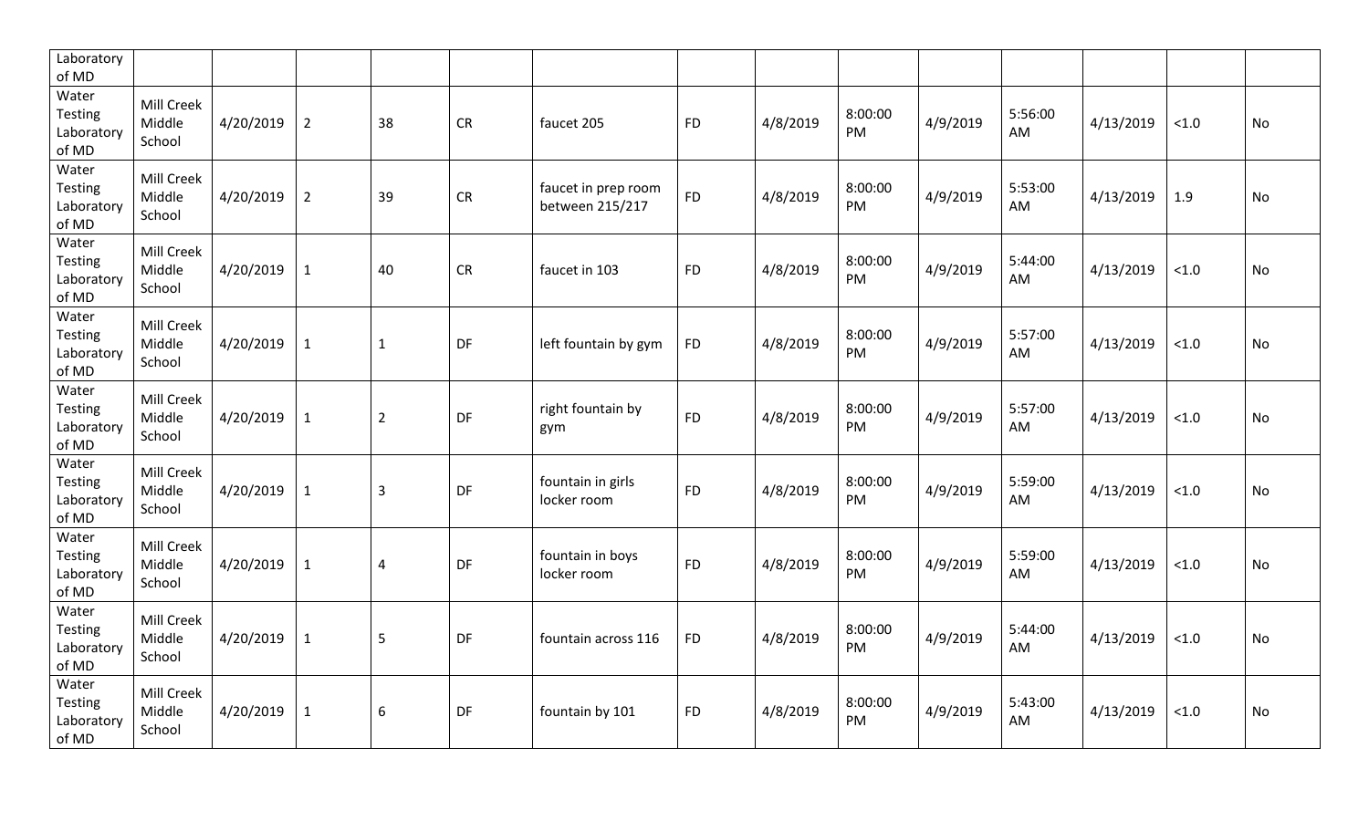| | | | | | | | | | | | | | | |
|---|---|---|---|---|---|---|---|---|---|---|---|---|---|---|
| Laboratory of MD | | | | | | | | | | | | | | |
| Water Testing Laboratory of MD | Mill Creek Middle School | 4/20/2019 | 2 | 38 | CR | faucet 205 | FD | 4/8/2019 | 8:00:00 PM | 4/9/2019 | 5:56:00 AM | 4/13/2019 | <1.0 | No |
| Water Testing Laboratory of MD | Mill Creek Middle School | 4/20/2019 | 2 | 39 | CR | faucet in prep room between 215/217 | FD | 4/8/2019 | 8:00:00 PM | 4/9/2019 | 5:53:00 AM | 4/13/2019 | 1.9 | No |
| Water Testing Laboratory of MD | Mill Creek Middle School | 4/20/2019 | 1 | 40 | CR | faucet in 103 | FD | 4/8/2019 | 8:00:00 PM | 4/9/2019 | 5:44:00 AM | 4/13/2019 | <1.0 | No |
| Water Testing Laboratory of MD | Mill Creek Middle School | 4/20/2019 | 1 | 1 | DF | left fountain by gym | FD | 4/8/2019 | 8:00:00 PM | 4/9/2019 | 5:57:00 AM | 4/13/2019 | <1.0 | No |
| Water Testing Laboratory of MD | Mill Creek Middle School | 4/20/2019 | 1 | 2 | DF | right fountain by gym | FD | 4/8/2019 | 8:00:00 PM | 4/9/2019 | 5:57:00 AM | 4/13/2019 | <1.0 | No |
| Water Testing Laboratory of MD | Mill Creek Middle School | 4/20/2019 | 1 | 3 | DF | fountain in girls locker room | FD | 4/8/2019 | 8:00:00 PM | 4/9/2019 | 5:59:00 AM | 4/13/2019 | <1.0 | No |
| Water Testing Laboratory of MD | Mill Creek Middle School | 4/20/2019 | 1 | 4 | DF | fountain in boys locker room | FD | 4/8/2019 | 8:00:00 PM | 4/9/2019 | 5:59:00 AM | 4/13/2019 | <1.0 | No |
| Water Testing Laboratory of MD | Mill Creek Middle School | 4/20/2019 | 1 | 5 | DF | fountain across 116 | FD | 4/8/2019 | 8:00:00 PM | 4/9/2019 | 5:44:00 AM | 4/13/2019 | <1.0 | No |
| Water Testing Laboratory of MD | Mill Creek Middle School | 4/20/2019 | 1 | 6 | DF | fountain by 101 | FD | 4/8/2019 | 8:00:00 PM | 4/9/2019 | 5:43:00 AM | 4/13/2019 | <1.0 | No |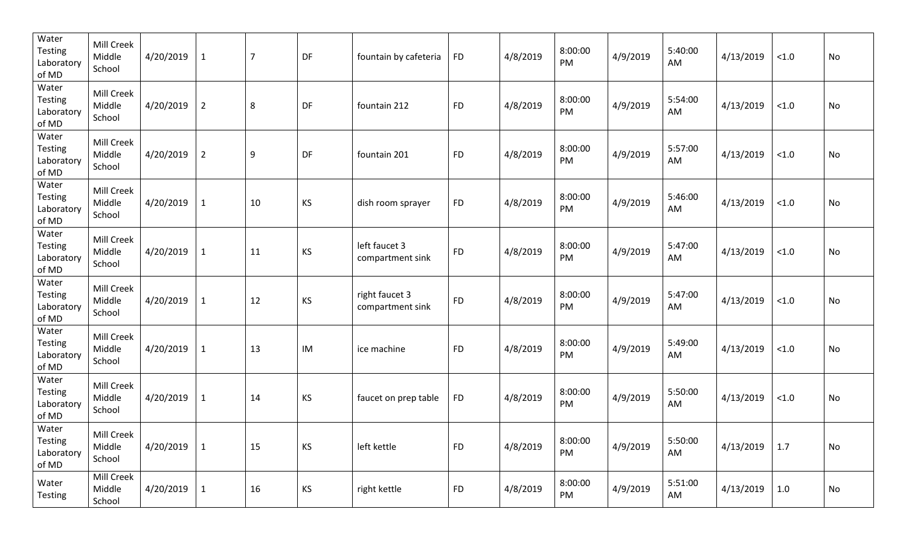| | | | | | | | | | | | | | | |
|---|---|---|---|---|---|---|---|---|---|---|---|---|---|---|
| Water Testing Laboratory of MD | Mill Creek Middle School | 4/20/2019 | 1 | 7 | DF | fountain by cafeteria | FD | 4/8/2019 | 8:00:00 PM | 4/9/2019 | 5:40:00 AM | 4/13/2019 | <1.0 | No |
| Water Testing Laboratory of MD | Mill Creek Middle School | 4/20/2019 | 2 | 8 | DF | fountain 212 | FD | 4/8/2019 | 8:00:00 PM | 4/9/2019 | 5:54:00 AM | 4/13/2019 | <1.0 | No |
| Water Testing Laboratory of MD | Mill Creek Middle School | 4/20/2019 | 2 | 9 | DF | fountain 201 | FD | 4/8/2019 | 8:00:00 PM | 4/9/2019 | 5:57:00 AM | 4/13/2019 | <1.0 | No |
| Water Testing Laboratory of MD | Mill Creek Middle School | 4/20/2019 | 1 | 10 | KS | dish room sprayer | FD | 4/8/2019 | 8:00:00 PM | 4/9/2019 | 5:46:00 AM | 4/13/2019 | <1.0 | No |
| Water Testing Laboratory of MD | Mill Creek Middle School | 4/20/2019 | 1 | 11 | KS | left faucet 3 compartment sink | FD | 4/8/2019 | 8:00:00 PM | 4/9/2019 | 5:47:00 AM | 4/13/2019 | <1.0 | No |
| Water Testing Laboratory of MD | Mill Creek Middle School | 4/20/2019 | 1 | 12 | KS | right faucet 3 compartment sink | FD | 4/8/2019 | 8:00:00 PM | 4/9/2019 | 5:47:00 AM | 4/13/2019 | <1.0 | No |
| Water Testing Laboratory of MD | Mill Creek Middle School | 4/20/2019 | 1 | 13 | IM | ice machine | FD | 4/8/2019 | 8:00:00 PM | 4/9/2019 | 5:49:00 AM | 4/13/2019 | <1.0 | No |
| Water Testing Laboratory of MD | Mill Creek Middle School | 4/20/2019 | 1 | 14 | KS | faucet on prep table | FD | 4/8/2019 | 8:00:00 PM | 4/9/2019 | 5:50:00 AM | 4/13/2019 | <1.0 | No |
| Water Testing Laboratory of MD | Mill Creek Middle School | 4/20/2019 | 1 | 15 | KS | left kettle | FD | 4/8/2019 | 8:00:00 PM | 4/9/2019 | 5:50:00 AM | 4/13/2019 | 1.7 | No |
| Water Testing | Mill Creek Middle School | 4/20/2019 | 1 | 16 | KS | right kettle | FD | 4/8/2019 | 8:00:00 PM | 4/9/2019 | 5:51:00 AM | 4/13/2019 | 1.0 | No |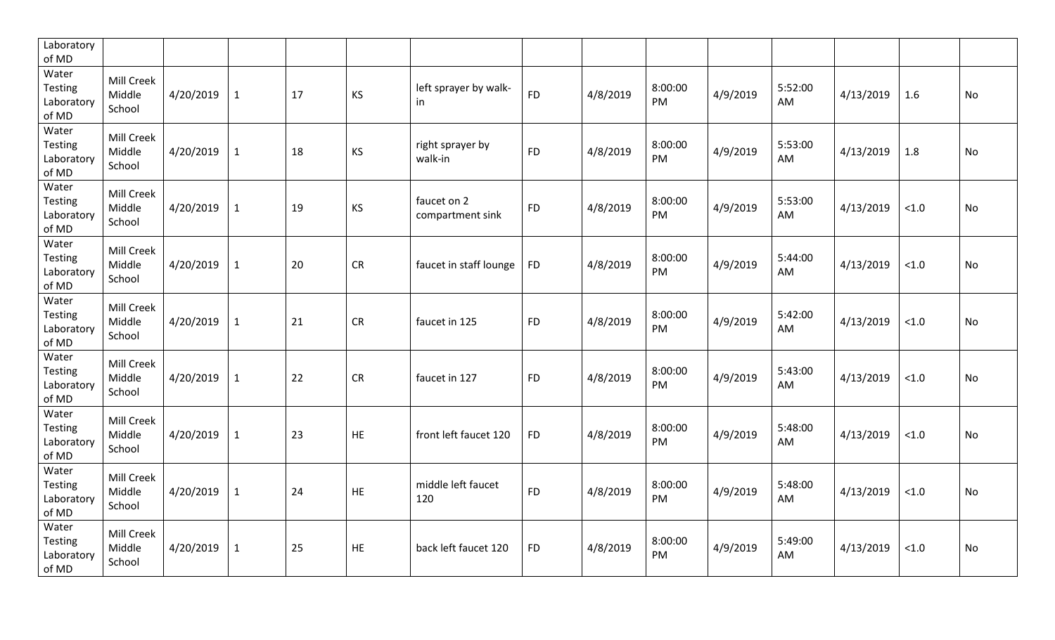| | | | | | | | | | | | | | | |
|---|---|---|---|---|---|---|---|---|---|---|---|---|---|---|
| Laboratory of MD | | | | | | | | | | | | | | |
| Water Testing Laboratory of MD | Mill Creek Middle School | 4/20/2019 | 1 | 17 | KS | left sprayer by walk-in | FD | 4/8/2019 | 8:00:00 PM | 4/9/2019 | 5:52:00 AM | 4/13/2019 | 1.6 | No |
| Water Testing Laboratory of MD | Mill Creek Middle School | 4/20/2019 | 1 | 18 | KS | right sprayer by walk-in | FD | 4/8/2019 | 8:00:00 PM | 4/9/2019 | 5:53:00 AM | 4/13/2019 | 1.8 | No |
| Water Testing Laboratory of MD | Mill Creek Middle School | 4/20/2019 | 1 | 19 | KS | faucet on 2 compartment sink | FD | 4/8/2019 | 8:00:00 PM | 4/9/2019 | 5:53:00 AM | 4/13/2019 | <1.0 | No |
| Water Testing Laboratory of MD | Mill Creek Middle School | 4/20/2019 | 1 | 20 | CR | faucet in staff lounge | FD | 4/8/2019 | 8:00:00 PM | 4/9/2019 | 5:44:00 AM | 4/13/2019 | <1.0 | No |
| Water Testing Laboratory of MD | Mill Creek Middle School | 4/20/2019 | 1 | 21 | CR | faucet in 125 | FD | 4/8/2019 | 8:00:00 PM | 4/9/2019 | 5:42:00 AM | 4/13/2019 | <1.0 | No |
| Water Testing Laboratory of MD | Mill Creek Middle School | 4/20/2019 | 1 | 22 | CR | faucet in 127 | FD | 4/8/2019 | 8:00:00 PM | 4/9/2019 | 5:43:00 AM | 4/13/2019 | <1.0 | No |
| Water Testing Laboratory of MD | Mill Creek Middle School | 4/20/2019 | 1 | 23 | HE | front left faucet 120 | FD | 4/8/2019 | 8:00:00 PM | 4/9/2019 | 5:48:00 AM | 4/13/2019 | <1.0 | No |
| Water Testing Laboratory of MD | Mill Creek Middle School | 4/20/2019 | 1 | 24 | HE | middle left faucet 120 | FD | 4/8/2019 | 8:00:00 PM | 4/9/2019 | 5:48:00 AM | 4/13/2019 | <1.0 | No |
| Water Testing Laboratory of MD | Mill Creek Middle School | 4/20/2019 | 1 | 25 | HE | back left faucet 120 | FD | 4/8/2019 | 8:00:00 PM | 4/9/2019 | 5:49:00 AM | 4/13/2019 | <1.0 | No |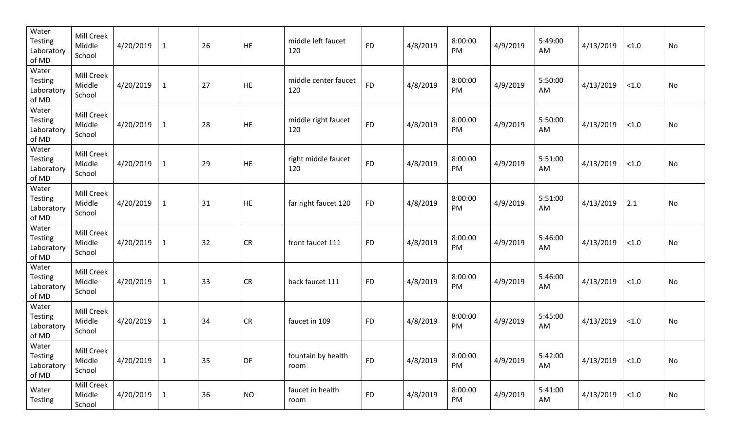| | | | | | | | | | | | | | | |
|---|---|---|---|---|---|---|---|---|---|---|---|---|---|---|
| Water Testing Laboratory of MD | Mill Creek Middle School | 4/20/2019 | 1 | 26 | HE | middle left faucet 120 | FD | 4/8/2019 | 8:00:00 PM | 4/9/2019 | 5:49:00 AM | 4/13/2019 | <1.0 | No |
| Water Testing Laboratory of MD | Mill Creek Middle School | 4/20/2019 | 1 | 27 | HE | middle center faucet 120 | FD | 4/8/2019 | 8:00:00 PM | 4/9/2019 | 5:50:00 AM | 4/13/2019 | <1.0 | No |
| Water Testing Laboratory of MD | Mill Creek Middle School | 4/20/2019 | 1 | 28 | HE | middle right faucet 120 | FD | 4/8/2019 | 8:00:00 PM | 4/9/2019 | 5:50:00 AM | 4/13/2019 | <1.0 | No |
| Water Testing Laboratory of MD | Mill Creek Middle School | 4/20/2019 | 1 | 29 | HE | right middle faucet 120 | FD | 4/8/2019 | 8:00:00 PM | 4/9/2019 | 5:51:00 AM | 4/13/2019 | <1.0 | No |
| Water Testing Laboratory of MD | Mill Creek Middle School | 4/20/2019 | 1 | 31 | HE | far right faucet 120 | FD | 4/8/2019 | 8:00:00 PM | 4/9/2019 | 5:51:00 AM | 4/13/2019 | 2.1 | No |
| Water Testing Laboratory of MD | Mill Creek Middle School | 4/20/2019 | 1 | 32 | CR | front faucet 111 | FD | 4/8/2019 | 8:00:00 PM | 4/9/2019 | 5:46:00 AM | 4/13/2019 | <1.0 | No |
| Water Testing Laboratory of MD | Mill Creek Middle School | 4/20/2019 | 1 | 33 | CR | back faucet 111 | FD | 4/8/2019 | 8:00:00 PM | 4/9/2019 | 5:46:00 AM | 4/13/2019 | <1.0 | No |
| Water Testing Laboratory of MD | Mill Creek Middle School | 4/20/2019 | 1 | 34 | CR | faucet in 109 | FD | 4/8/2019 | 8:00:00 PM | 4/9/2019 | 5:45:00 AM | 4/13/2019 | <1.0 | No |
| Water Testing Laboratory of MD | Mill Creek Middle School | 4/20/2019 | 1 | 35 | DF | fountain by health room | FD | 4/8/2019 | 8:00:00 PM | 4/9/2019 | 5:42:00 AM | 4/13/2019 | <1.0 | No |
| Water Testing | Mill Creek Middle School | 4/20/2019 | 1 | 36 | NO | faucet in health room | FD | 4/8/2019 | 8:00:00 PM | 4/9/2019 | 5:41:00 AM | 4/13/2019 | <1.0 | No |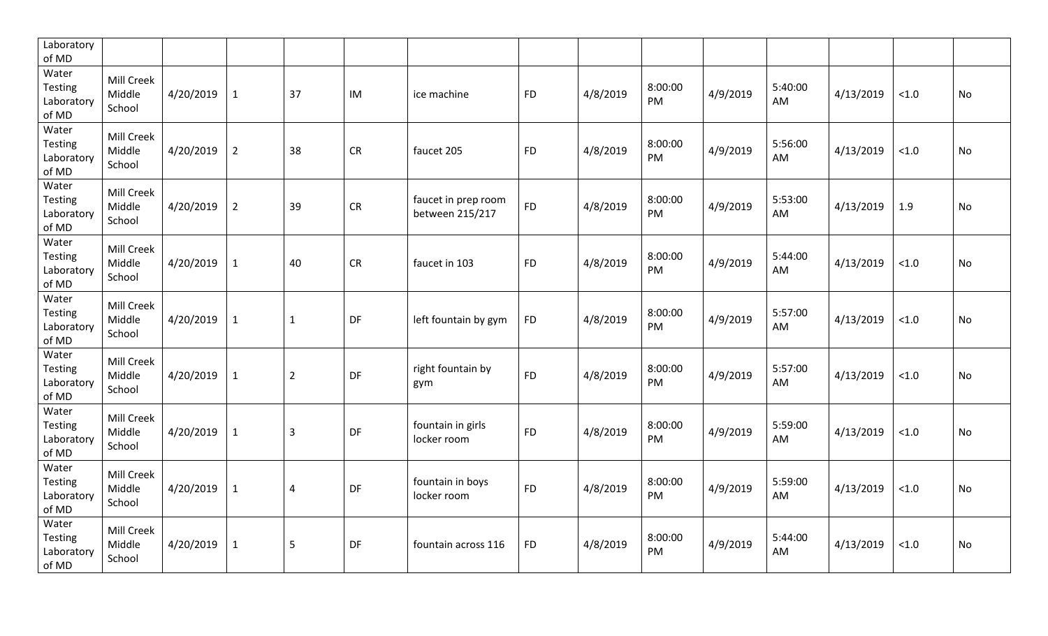| | | | | | | | | | | | | | | |
|---|---|---|---|---|---|---|---|---|---|---|---|---|---|---|
| Laboratory of MD | | | | | | | | | | | | | | |
| Water Testing Laboratory of MD | Mill Creek Middle School | 4/20/2019 | 1 | 37 | IM | ice machine | FD | 4/8/2019 | 8:00:00 PM | 4/9/2019 | 5:40:00 AM | 4/13/2019 | <1.0 | No |
| Water Testing Laboratory of MD | Mill Creek Middle School | 4/20/2019 | 2 | 38 | CR | faucet 205 | FD | 4/8/2019 | 8:00:00 PM | 4/9/2019 | 5:56:00 AM | 4/13/2019 | <1.0 | No |
| Water Testing Laboratory of MD | Mill Creek Middle School | 4/20/2019 | 2 | 39 | CR | faucet in prep room between 215/217 | FD | 4/8/2019 | 8:00:00 PM | 4/9/2019 | 5:53:00 AM | 4/13/2019 | 1.9 | No |
| Water Testing Laboratory of MD | Mill Creek Middle School | 4/20/2019 | 1 | 40 | CR | faucet in 103 | FD | 4/8/2019 | 8:00:00 PM | 4/9/2019 | 5:44:00 AM | 4/13/2019 | <1.0 | No |
| Water Testing Laboratory of MD | Mill Creek Middle School | 4/20/2019 | 1 | 1 | DF | left fountain by gym | FD | 4/8/2019 | 8:00:00 PM | 4/9/2019 | 5:57:00 AM | 4/13/2019 | <1.0 | No |
| Water Testing Laboratory of MD | Mill Creek Middle School | 4/20/2019 | 1 | 2 | DF | right fountain by gym | FD | 4/8/2019 | 8:00:00 PM | 4/9/2019 | 5:57:00 AM | 4/13/2019 | <1.0 | No |
| Water Testing Laboratory of MD | Mill Creek Middle School | 4/20/2019 | 1 | 3 | DF | fountain in girls locker room | FD | 4/8/2019 | 8:00:00 PM | 4/9/2019 | 5:59:00 AM | 4/13/2019 | <1.0 | No |
| Water Testing Laboratory of MD | Mill Creek Middle School | 4/20/2019 | 1 | 4 | DF | fountain in boys locker room | FD | 4/8/2019 | 8:00:00 PM | 4/9/2019 | 5:59:00 AM | 4/13/2019 | <1.0 | No |
| Water Testing Laboratory of MD | Mill Creek Middle School | 4/20/2019 | 1 | 5 | DF | fountain across 116 | FD | 4/8/2019 | 8:00:00 PM | 4/9/2019 | 5:44:00 AM | 4/13/2019 | <1.0 | No |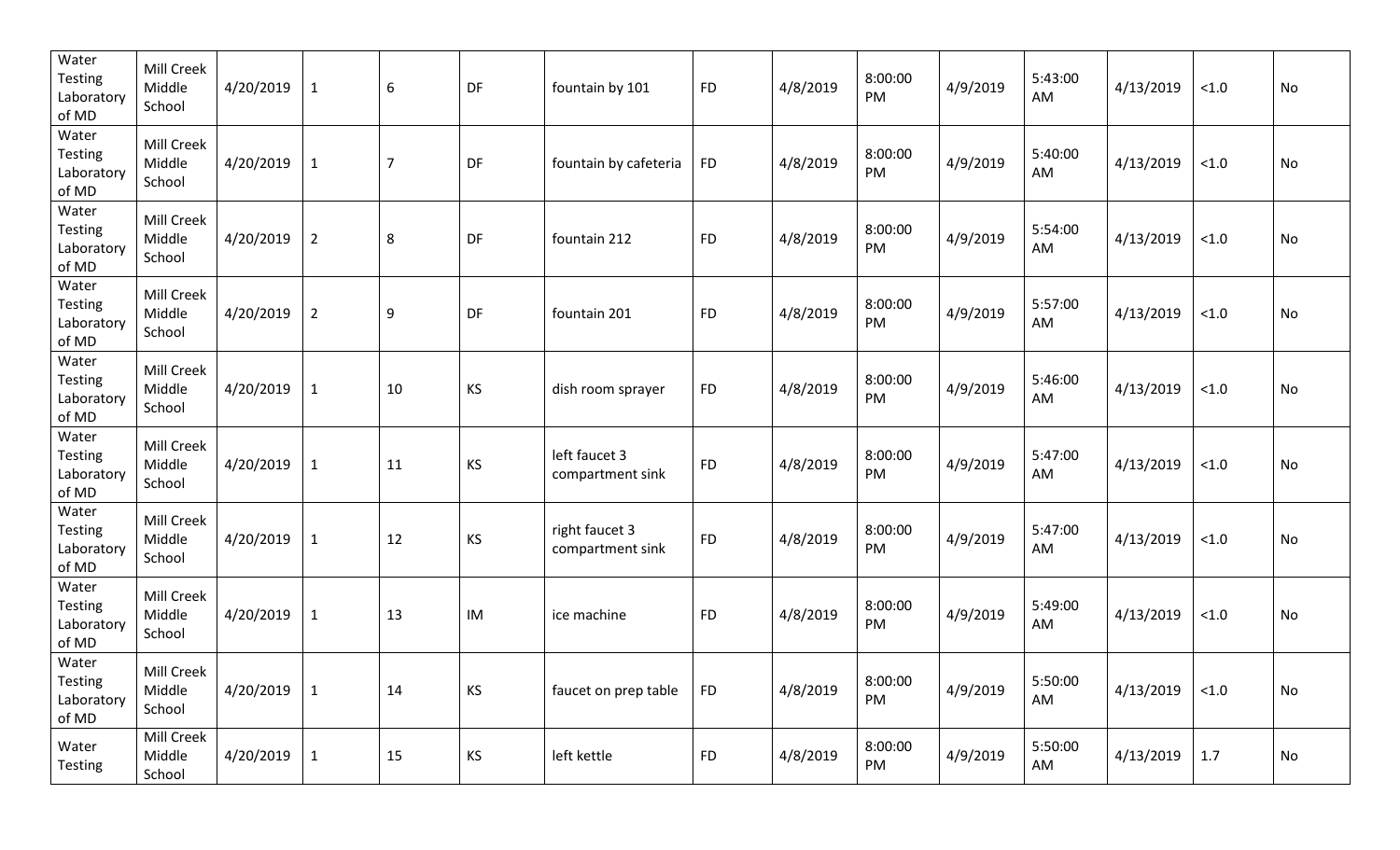| | | | | | | | | | | | | | | |
|---|---|---|---|---|---|---|---|---|---|---|---|---|---|---|
| Water Testing Laboratory of MD | Mill Creek Middle School | 4/20/2019 | 1 | 6 | DF | fountain by 101 | FD | 4/8/2019 | 8:00:00 PM | 4/9/2019 | 5:43:00 AM | 4/13/2019 | <1.0 | No |
| Water Testing Laboratory of MD | Mill Creek Middle School | 4/20/2019 | 1 | 7 | DF | fountain by cafeteria | FD | 4/8/2019 | 8:00:00 PM | 4/9/2019 | 5:40:00 AM | 4/13/2019 | <1.0 | No |
| Water Testing Laboratory of MD | Mill Creek Middle School | 4/20/2019 | 2 | 8 | DF | fountain 212 | FD | 4/8/2019 | 8:00:00 PM | 4/9/2019 | 5:54:00 AM | 4/13/2019 | <1.0 | No |
| Water Testing Laboratory of MD | Mill Creek Middle School | 4/20/2019 | 2 | 9 | DF | fountain 201 | FD | 4/8/2019 | 8:00:00 PM | 4/9/2019 | 5:57:00 AM | 4/13/2019 | <1.0 | No |
| Water Testing Laboratory of MD | Mill Creek Middle School | 4/20/2019 | 1 | 10 | KS | dish room sprayer | FD | 4/8/2019 | 8:00:00 PM | 4/9/2019 | 5:46:00 AM | 4/13/2019 | <1.0 | No |
| Water Testing Laboratory of MD | Mill Creek Middle School | 4/20/2019 | 1 | 11 | KS | left faucet 3 compartment sink | FD | 4/8/2019 | 8:00:00 PM | 4/9/2019 | 5:47:00 AM | 4/13/2019 | <1.0 | No |
| Water Testing Laboratory of MD | Mill Creek Middle School | 4/20/2019 | 1 | 12 | KS | right faucet 3 compartment sink | FD | 4/8/2019 | 8:00:00 PM | 4/9/2019 | 5:47:00 AM | 4/13/2019 | <1.0 | No |
| Water Testing Laboratory of MD | Mill Creek Middle School | 4/20/2019 | 1 | 13 | IM | ice machine | FD | 4/8/2019 | 8:00:00 PM | 4/9/2019 | 5:49:00 AM | 4/13/2019 | <1.0 | No |
| Water Testing Laboratory of MD | Mill Creek Middle School | 4/20/2019 | 1 | 14 | KS | faucet on prep table | FD | 4/8/2019 | 8:00:00 PM | 4/9/2019 | 5:50:00 AM | 4/13/2019 | <1.0 | No |
| Water Testing | Mill Creek Middle School | 4/20/2019 | 1 | 15 | KS | left kettle | FD | 4/8/2019 | 8:00:00 PM | 4/9/2019 | 5:50:00 AM | 4/13/2019 | 1.7 | No |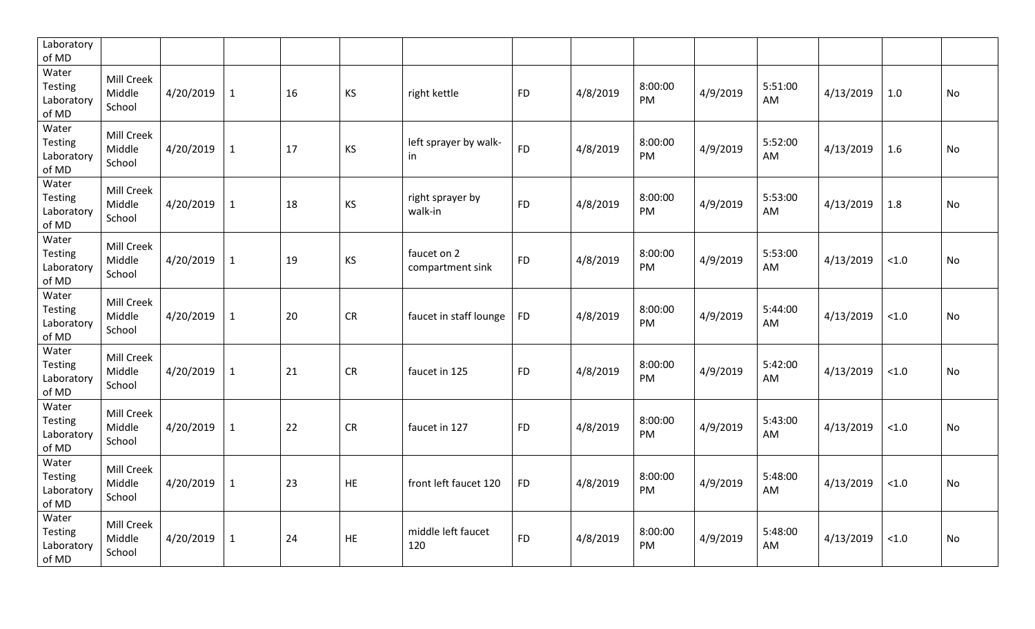| | | | | | | | | | | | | | | |
|---|---|---|---|---|---|---|---|---|---|---|---|---|---|---|
| Laboratory of MD | | | | | | | | | | | | | | |
| Water Testing Laboratory of MD | Mill Creek Middle School | 4/20/2019 | 1 | 16 | KS | right kettle | FD | 4/8/2019 | 8:00:00 PM | 4/9/2019 | 5:51:00 AM | 4/13/2019 | 1.0 | No |
| Water Testing Laboratory of MD | Mill Creek Middle School | 4/20/2019 | 1 | 17 | KS | left sprayer by walk-in | FD | 4/8/2019 | 8:00:00 PM | 4/9/2019 | 5:52:00 AM | 4/13/2019 | 1.6 | No |
| Water Testing Laboratory of MD | Mill Creek Middle School | 4/20/2019 | 1 | 18 | KS | right sprayer by walk-in | FD | 4/8/2019 | 8:00:00 PM | 4/9/2019 | 5:53:00 AM | 4/13/2019 | 1.8 | No |
| Water Testing Laboratory of MD | Mill Creek Middle School | 4/20/2019 | 1 | 19 | KS | faucet on 2 compartment sink | FD | 4/8/2019 | 8:00:00 PM | 4/9/2019 | 5:53:00 AM | 4/13/2019 | <1.0 | No |
| Water Testing Laboratory of MD | Mill Creek Middle School | 4/20/2019 | 1 | 20 | CR | faucet in staff lounge | FD | 4/8/2019 | 8:00:00 PM | 4/9/2019 | 5:44:00 AM | 4/13/2019 | <1.0 | No |
| Water Testing Laboratory of MD | Mill Creek Middle School | 4/20/2019 | 1 | 21 | CR | faucet in 125 | FD | 4/8/2019 | 8:00:00 PM | 4/9/2019 | 5:42:00 AM | 4/13/2019 | <1.0 | No |
| Water Testing Laboratory of MD | Mill Creek Middle School | 4/20/2019 | 1 | 22 | CR | faucet in 127 | FD | 4/8/2019 | 8:00:00 PM | 4/9/2019 | 5:43:00 AM | 4/13/2019 | <1.0 | No |
| Water Testing Laboratory of MD | Mill Creek Middle School | 4/20/2019 | 1 | 23 | HE | front left faucet 120 | FD | 4/8/2019 | 8:00:00 PM | 4/9/2019 | 5:48:00 AM | 4/13/2019 | <1.0 | No |
| Water Testing Laboratory of MD | Mill Creek Middle School | 4/20/2019 | 1 | 24 | HE | middle left faucet 120 | FD | 4/8/2019 | 8:00:00 PM | 4/9/2019 | 5:48:00 AM | 4/13/2019 | <1.0 | No |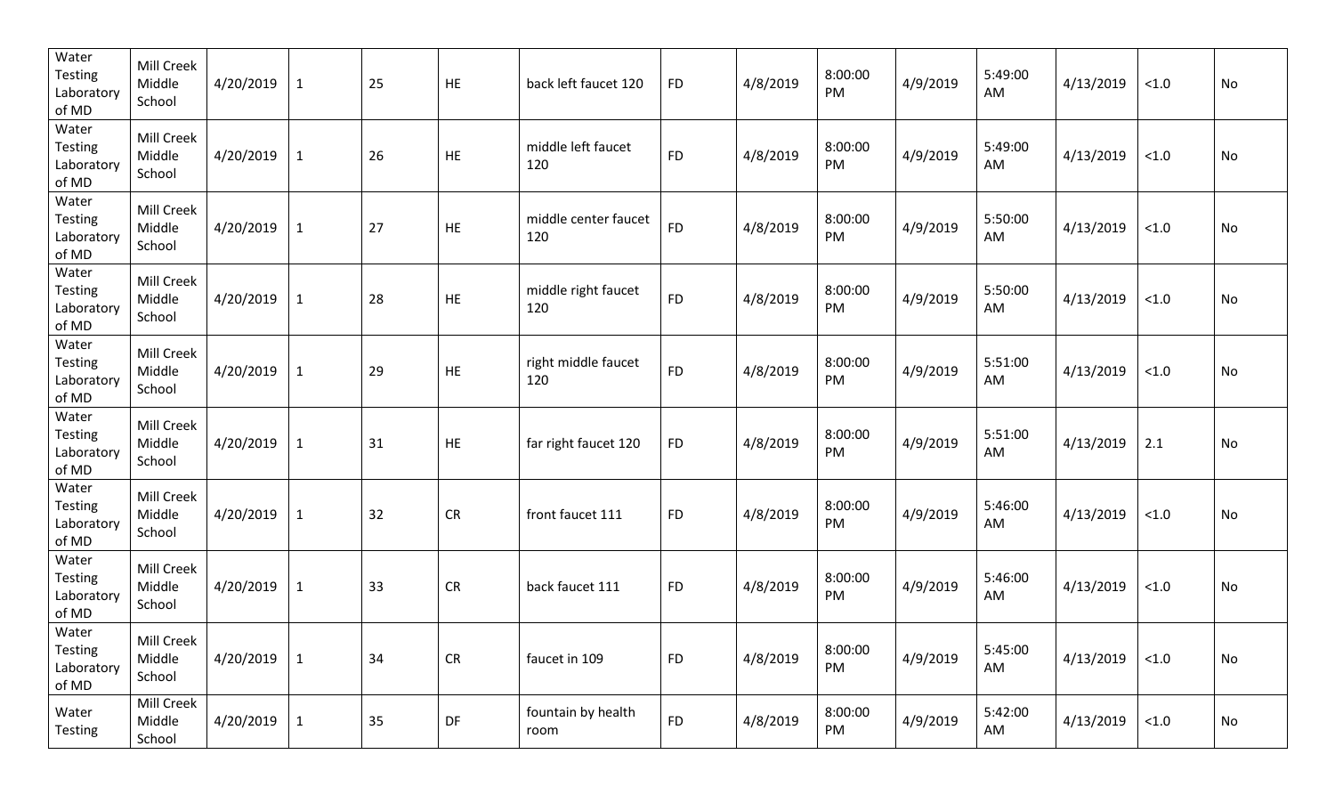| Water Testing Laboratory of MD | Mill Creek Middle School | 4/20/2019 | 1 | 25 | HE | back left faucet 120 | FD | 4/8/2019 | 8:00:00 PM | 4/9/2019 | 5:49:00 AM | 4/13/2019 | <1.0 | No |
|---|---|---|---|---|---|---|---|---|---|---|---|---|---|---|
| Water Testing Laboratory of MD | Mill Creek Middle School | 4/20/2019 | 1 | 26 | HE | middle left faucet 120 | FD | 4/8/2019 | 8:00:00 PM | 4/9/2019 | 5:49:00 AM | 4/13/2019 | <1.0 | No |
| Water Testing Laboratory of MD | Mill Creek Middle School | 4/20/2019 | 1 | 27 | HE | middle center faucet 120 | FD | 4/8/2019 | 8:00:00 PM | 4/9/2019 | 5:50:00 AM | 4/13/2019 | <1.0 | No |
| Water Testing Laboratory of MD | Mill Creek Middle School | 4/20/2019 | 1 | 28 | HE | middle right faucet 120 | FD | 4/8/2019 | 8:00:00 PM | 4/9/2019 | 5:50:00 AM | 4/13/2019 | <1.0 | No |
| Water Testing Laboratory of MD | Mill Creek Middle School | 4/20/2019 | 1 | 29 | HE | right middle faucet 120 | FD | 4/8/2019 | 8:00:00 PM | 4/9/2019 | 5:51:00 AM | 4/13/2019 | <1.0 | No |
| Water Testing Laboratory of MD | Mill Creek Middle School | 4/20/2019 | 1 | 31 | HE | far right faucet 120 | FD | 4/8/2019 | 8:00:00 PM | 4/9/2019 | 5:51:00 AM | 4/13/2019 | 2.1 | No |
| Water Testing Laboratory of MD | Mill Creek Middle School | 4/20/2019 | 1 | 32 | CR | front faucet 111 | FD | 4/8/2019 | 8:00:00 PM | 4/9/2019 | 5:46:00 AM | 4/13/2019 | <1.0 | No |
| Water Testing Laboratory of MD | Mill Creek Middle School | 4/20/2019 | 1 | 33 | CR | back faucet 111 | FD | 4/8/2019 | 8:00:00 PM | 4/9/2019 | 5:46:00 AM | 4/13/2019 | <1.0 | No |
| Water Testing Laboratory of MD | Mill Creek Middle School | 4/20/2019 | 1 | 34 | CR | faucet in 109 | FD | 4/8/2019 | 8:00:00 PM | 4/9/2019 | 5:45:00 AM | 4/13/2019 | <1.0 | No |
| Water Testing | Mill Creek Middle School | 4/20/2019 | 1 | 35 | DF | fountain by health room | FD | 4/8/2019 | 8:00:00 PM | 4/9/2019 | 5:42:00 AM | 4/13/2019 | <1.0 | No |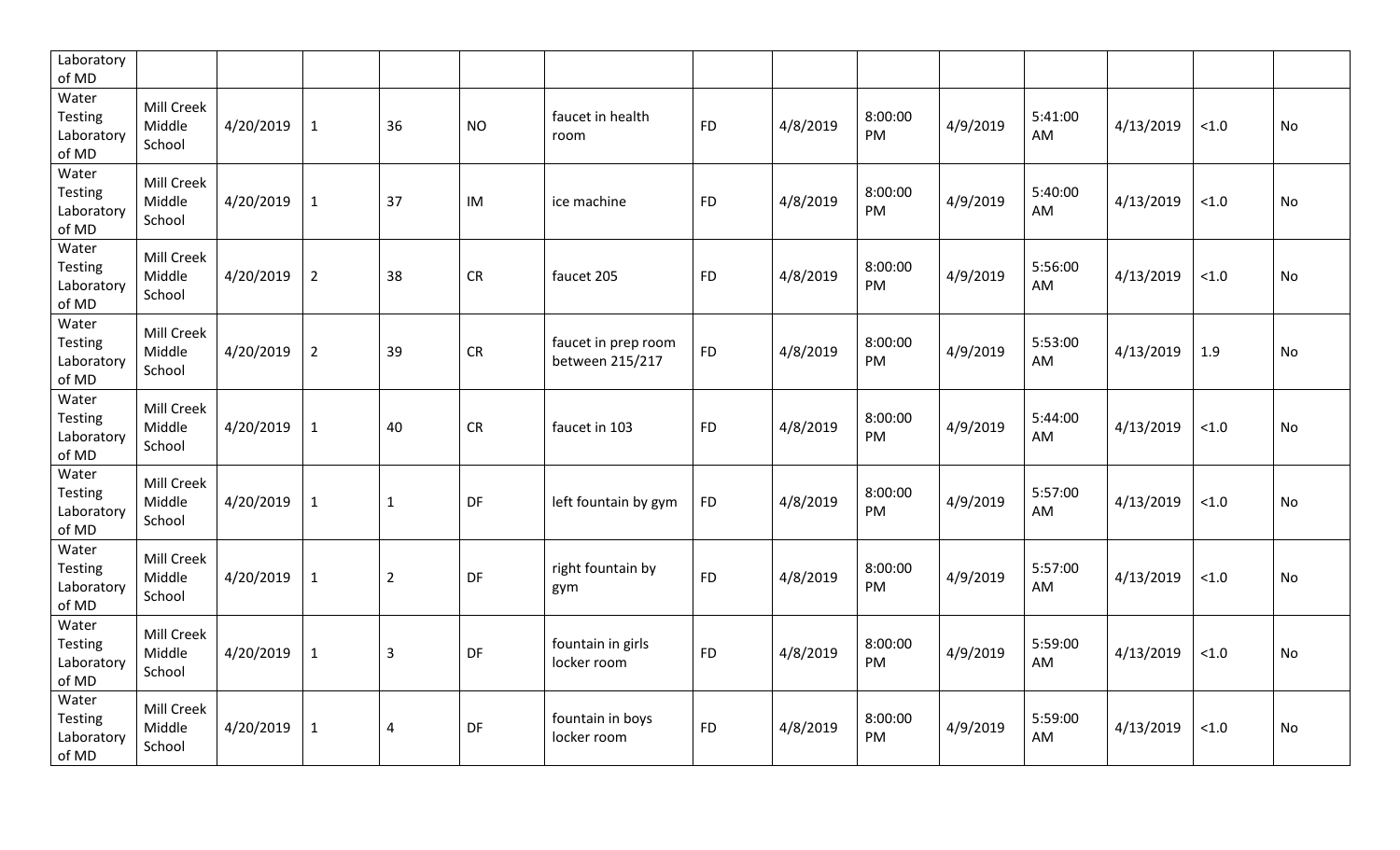| Laboratory of MD | | | | | | | | | | | | | | |
|---|---|---|---|---|---|---|---|---|---|---|---|---|---|---|
| Water Testing Laboratory of MD | Mill Creek Middle School | 4/20/2019 | 1 | 36 | NO | faucet in health room | FD | 4/8/2019 | 8:00:00 PM | 4/9/2019 | 5:41:00 AM | 4/13/2019 | <1.0 | No |
| Water Testing Laboratory of MD | Mill Creek Middle School | 4/20/2019 | 1 | 37 | IM | ice machine | FD | 4/8/2019 | 8:00:00 PM | 4/9/2019 | 5:40:00 AM | 4/13/2019 | <1.0 | No |
| Water Testing Laboratory of MD | Mill Creek Middle School | 4/20/2019 | 2 | 38 | CR | faucet 205 | FD | 4/8/2019 | 8:00:00 PM | 4/9/2019 | 5:56:00 AM | 4/13/2019 | <1.0 | No |
| Water Testing Laboratory of MD | Mill Creek Middle School | 4/20/2019 | 2 | 39 | CR | faucet in prep room between 215/217 | FD | 4/8/2019 | 8:00:00 PM | 4/9/2019 | 5:53:00 AM | 4/13/2019 | 1.9 | No |
| Water Testing Laboratory of MD | Mill Creek Middle School | 4/20/2019 | 1 | 40 | CR | faucet in 103 | FD | 4/8/2019 | 8:00:00 PM | 4/9/2019 | 5:44:00 AM | 4/13/2019 | <1.0 | No |
| Water Testing Laboratory of MD | Mill Creek Middle School | 4/20/2019 | 1 | 1 | DF | left fountain by gym | FD | 4/8/2019 | 8:00:00 PM | 4/9/2019 | 5:57:00 AM | 4/13/2019 | <1.0 | No |
| Water Testing Laboratory of MD | Mill Creek Middle School | 4/20/2019 | 1 | 2 | DF | right fountain by gym | FD | 4/8/2019 | 8:00:00 PM | 4/9/2019 | 5:57:00 AM | 4/13/2019 | <1.0 | No |
| Water Testing Laboratory of MD | Mill Creek Middle School | 4/20/2019 | 1 | 3 | DF | fountain in girls locker room | FD | 4/8/2019 | 8:00:00 PM | 4/9/2019 | 5:59:00 AM | 4/13/2019 | <1.0 | No |
| Water Testing Laboratory of MD | Mill Creek Middle School | 4/20/2019 | 1 | 4 | DF | fountain in boys locker room | FD | 4/8/2019 | 8:00:00 PM | 4/9/2019 | 5:59:00 AM | 4/13/2019 | <1.0 | No |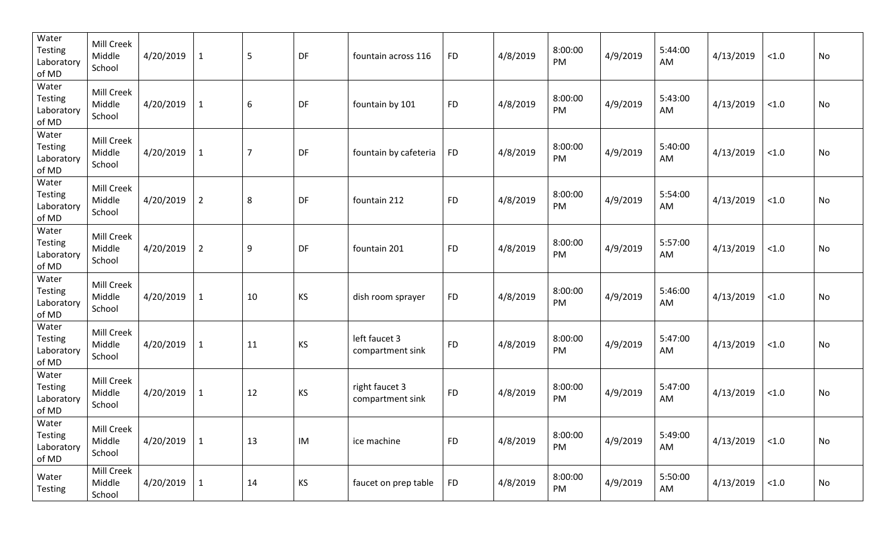| | | | | | | | | | | | | | | |
|---|---|---|---|---|---|---|---|---|---|---|---|---|---|---|
| Water Testing Laboratory of MD | Mill Creek Middle School | 4/20/2019 | 1 | 5 | DF | fountain across 116 | FD | 4/8/2019 | 8:00:00 PM | 4/9/2019 | 5:44:00 AM | 4/13/2019 | <1.0 | No |
| Water Testing Laboratory of MD | Mill Creek Middle School | 4/20/2019 | 1 | 6 | DF | fountain by 101 | FD | 4/8/2019 | 8:00:00 PM | 4/9/2019 | 5:43:00 AM | 4/13/2019 | <1.0 | No |
| Water Testing Laboratory of MD | Mill Creek Middle School | 4/20/2019 | 1 | 7 | DF | fountain by cafeteria | FD | 4/8/2019 | 8:00:00 PM | 4/9/2019 | 5:40:00 AM | 4/13/2019 | <1.0 | No |
| Water Testing Laboratory of MD | Mill Creek Middle School | 4/20/2019 | 2 | 8 | DF | fountain 212 | FD | 4/8/2019 | 8:00:00 PM | 4/9/2019 | 5:54:00 AM | 4/13/2019 | <1.0 | No |
| Water Testing Laboratory of MD | Mill Creek Middle School | 4/20/2019 | 2 | 9 | DF | fountain 201 | FD | 4/8/2019 | 8:00:00 PM | 4/9/2019 | 5:57:00 AM | 4/13/2019 | <1.0 | No |
| Water Testing Laboratory of MD | Mill Creek Middle School | 4/20/2019 | 1 | 10 | KS | dish room sprayer | FD | 4/8/2019 | 8:00:00 PM | 4/9/2019 | 5:46:00 AM | 4/13/2019 | <1.0 | No |
| Water Testing Laboratory of MD | Mill Creek Middle School | 4/20/2019 | 1 | 11 | KS | left faucet 3 compartment sink | FD | 4/8/2019 | 8:00:00 PM | 4/9/2019 | 5:47:00 AM | 4/13/2019 | <1.0 | No |
| Water Testing Laboratory of MD | Mill Creek Middle School | 4/20/2019 | 1 | 12 | KS | right faucet 3 compartment sink | FD | 4/8/2019 | 8:00:00 PM | 4/9/2019 | 5:47:00 AM | 4/13/2019 | <1.0 | No |
| Water Testing Laboratory of MD | Mill Creek Middle School | 4/20/2019 | 1 | 13 | IM | ice machine | FD | 4/8/2019 | 8:00:00 PM | 4/9/2019 | 5:49:00 AM | 4/13/2019 | <1.0 | No |
| Water Testing | Mill Creek Middle School | 4/20/2019 | 1 | 14 | KS | faucet on prep table | FD | 4/8/2019 | 8:00:00 PM | 4/9/2019 | 5:50:00 AM | 4/13/2019 | <1.0 | No |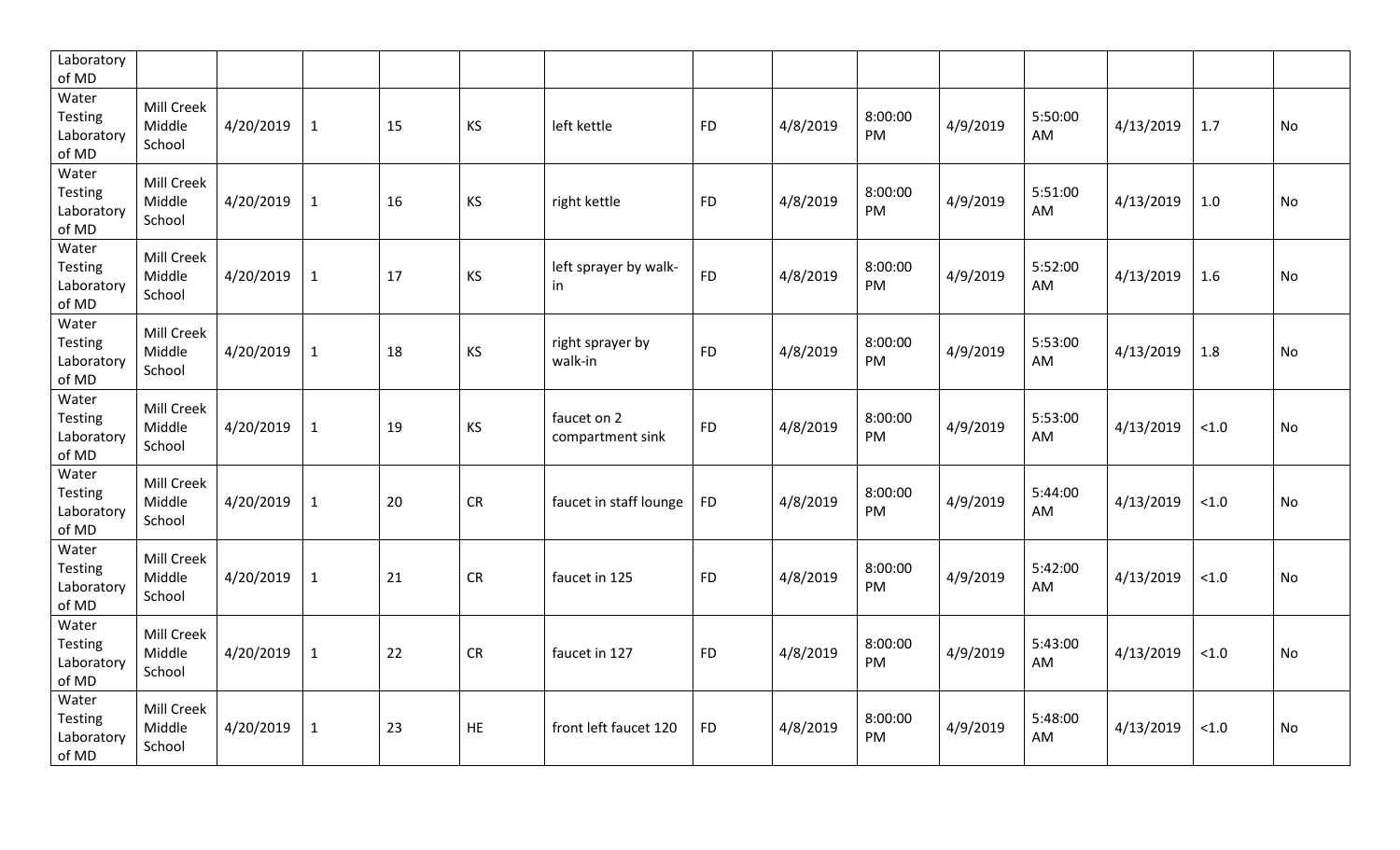| | | | | | | | | | | | | | | |
|---|---|---|---|---|---|---|---|---|---|---|---|---|---|---|
| Laboratory of MD | | | | | | | | | | | | | | |
| Water Testing Laboratory of MD | Mill Creek Middle School | 4/20/2019 | 1 | 15 | KS | left kettle | FD | 4/8/2019 | 8:00:00 PM | 4/9/2019 | 5:50:00 AM | 4/13/2019 | 1.7 | No |
| Water Testing Laboratory of MD | Mill Creek Middle School | 4/20/2019 | 1 | 16 | KS | right kettle | FD | 4/8/2019 | 8:00:00 PM | 4/9/2019 | 5:51:00 AM | 4/13/2019 | 1.0 | No |
| Water Testing Laboratory of MD | Mill Creek Middle School | 4/20/2019 | 1 | 17 | KS | left sprayer by walk-in | FD | 4/8/2019 | 8:00:00 PM | 4/9/2019 | 5:52:00 AM | 4/13/2019 | 1.6 | No |
| Water Testing Laboratory of MD | Mill Creek Middle School | 4/20/2019 | 1 | 18 | KS | right sprayer by walk-in | FD | 4/8/2019 | 8:00:00 PM | 4/9/2019 | 5:53:00 AM | 4/13/2019 | 1.8 | No |
| Water Testing Laboratory of MD | Mill Creek Middle School | 4/20/2019 | 1 | 19 | KS | faucet on 2 compartment sink | FD | 4/8/2019 | 8:00:00 PM | 4/9/2019 | 5:53:00 AM | 4/13/2019 | <1.0 | No |
| Water Testing Laboratory of MD | Mill Creek Middle School | 4/20/2019 | 1 | 20 | CR | faucet in staff lounge | FD | 4/8/2019 | 8:00:00 PM | 4/9/2019 | 5:44:00 AM | 4/13/2019 | <1.0 | No |
| Water Testing Laboratory of MD | Mill Creek Middle School | 4/20/2019 | 1 | 21 | CR | faucet in 125 | FD | 4/8/2019 | 8:00:00 PM | 4/9/2019 | 5:42:00 AM | 4/13/2019 | <1.0 | No |
| Water Testing Laboratory of MD | Mill Creek Middle School | 4/20/2019 | 1 | 22 | CR | faucet in 127 | FD | 4/8/2019 | 8:00:00 PM | 4/9/2019 | 5:43:00 AM | 4/13/2019 | <1.0 | No |
| Water Testing Laboratory of MD | Mill Creek Middle School | 4/20/2019 | 1 | 23 | HE | front left faucet 120 | FD | 4/8/2019 | 8:00:00 PM | 4/9/2019 | 5:48:00 AM | 4/13/2019 | <1.0 | No |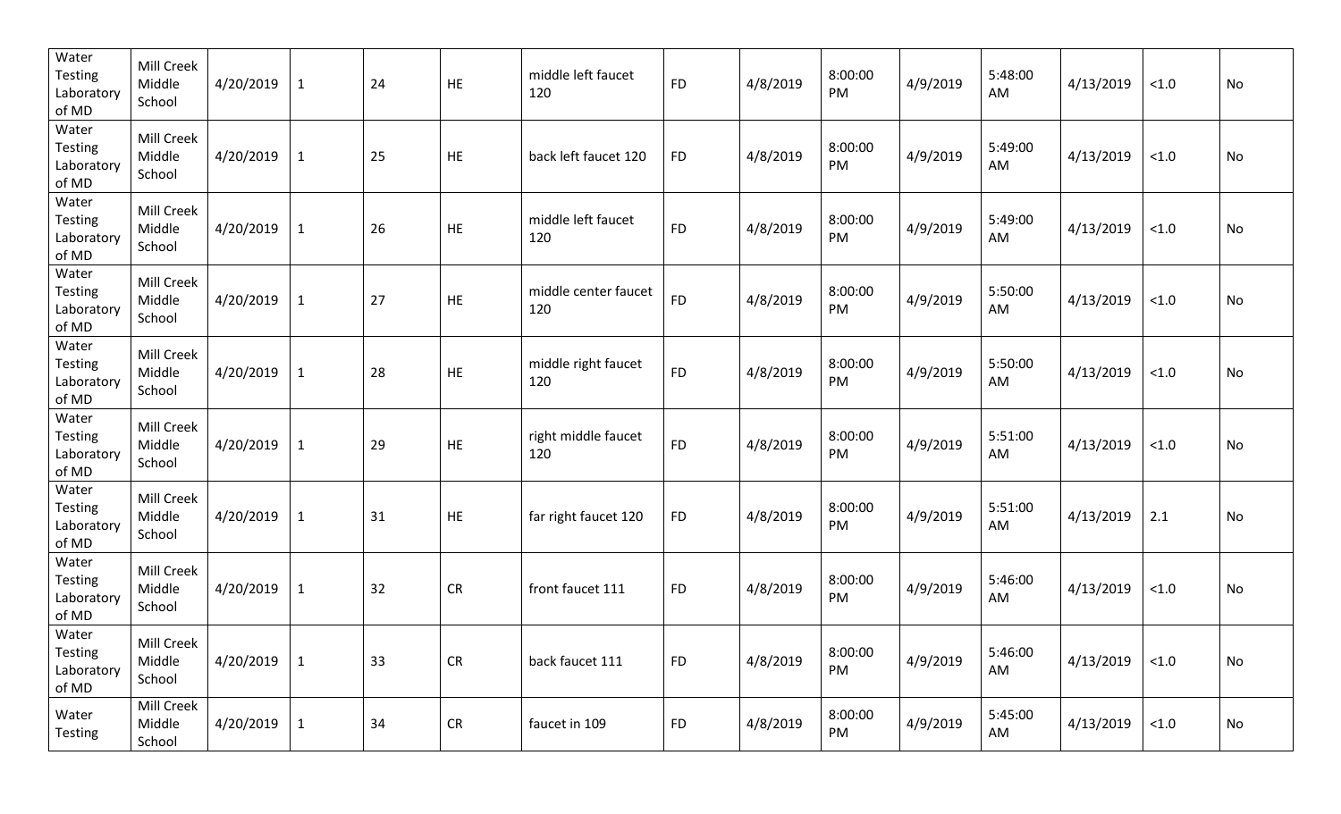| | | | | | | | | | | | | | | |
|---|---|---|---|---|---|---|---|---|---|---|---|---|---|---|
| Water Testing Laboratory of MD | Mill Creek Middle School | 4/20/2019 | 1 | 24 | HE | middle left faucet 120 | FD | 4/8/2019 | 8:00:00 PM | 4/9/2019 | 5:48:00 AM | 4/13/2019 | <1.0 | No |
| Water Testing Laboratory of MD | Mill Creek Middle School | 4/20/2019 | 1 | 25 | HE | back left faucet 120 | FD | 4/8/2019 | 8:00:00 PM | 4/9/2019 | 5:49:00 AM | 4/13/2019 | <1.0 | No |
| Water Testing Laboratory of MD | Mill Creek Middle School | 4/20/2019 | 1 | 26 | HE | middle left faucet 120 | FD | 4/8/2019 | 8:00:00 PM | 4/9/2019 | 5:49:00 AM | 4/13/2019 | <1.0 | No |
| Water Testing Laboratory of MD | Mill Creek Middle School | 4/20/2019 | 1 | 27 | HE | middle center faucet 120 | FD | 4/8/2019 | 8:00:00 PM | 4/9/2019 | 5:50:00 AM | 4/13/2019 | <1.0 | No |
| Water Testing Laboratory of MD | Mill Creek Middle School | 4/20/2019 | 1 | 28 | HE | middle right faucet 120 | FD | 4/8/2019 | 8:00:00 PM | 4/9/2019 | 5:50:00 AM | 4/13/2019 | <1.0 | No |
| Water Testing Laboratory of MD | Mill Creek Middle School | 4/20/2019 | 1 | 29 | HE | right middle faucet 120 | FD | 4/8/2019 | 8:00:00 PM | 4/9/2019 | 5:51:00 AM | 4/13/2019 | <1.0 | No |
| Water Testing Laboratory of MD | Mill Creek Middle School | 4/20/2019 | 1 | 31 | HE | far right faucet 120 | FD | 4/8/2019 | 8:00:00 PM | 4/9/2019 | 5:51:00 AM | 4/13/2019 | 2.1 | No |
| Water Testing Laboratory of MD | Mill Creek Middle School | 4/20/2019 | 1 | 32 | CR | front faucet 111 | FD | 4/8/2019 | 8:00:00 PM | 4/9/2019 | 5:46:00 AM | 4/13/2019 | <1.0 | No |
| Water Testing Laboratory of MD | Mill Creek Middle School | 4/20/2019 | 1 | 33 | CR | back faucet 111 | FD | 4/8/2019 | 8:00:00 PM | 4/9/2019 | 5:46:00 AM | 4/13/2019 | <1.0 | No |
| Water Testing | Mill Creek Middle School | 4/20/2019 | 1 | 34 | CR | faucet in 109 | FD | 4/8/2019 | 8:00:00 PM | 4/9/2019 | 5:45:00 AM | 4/13/2019 | <1.0 | No |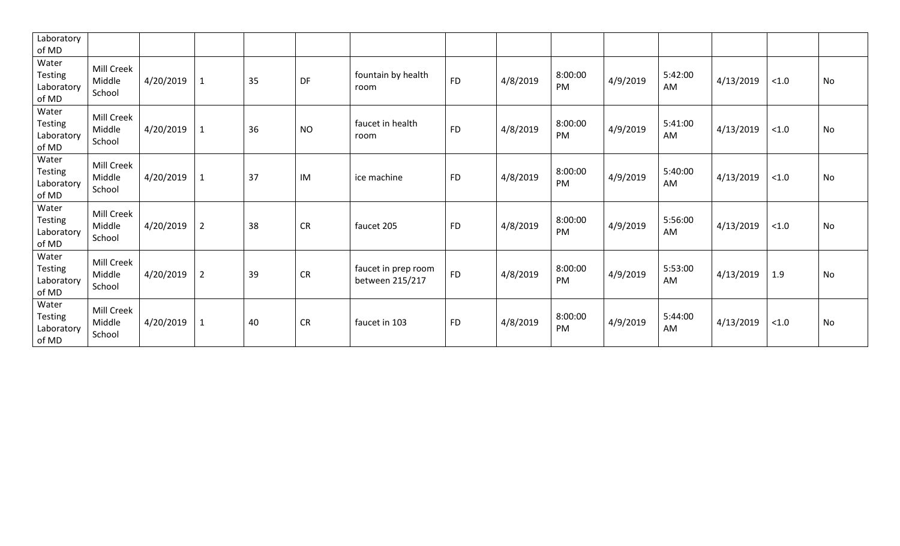| | | | | | | | | | | | | | |
|---|---|---|---|---|---|---|---|---|---|---|---|---|---|
| Laboratory of MD | | | | | | | | | | | | | |
| Water Testing Laboratory of MD | Mill Creek Middle School | 4/20/2019 | 1 | 35 | DF | fountain by health room | FD | 4/8/2019 | 8:00:00 PM | 4/9/2019 | 5:42:00 AM | 4/13/2019 | <1.0 | No |
| Water Testing Laboratory of MD | Mill Creek Middle School | 4/20/2019 | 1 | 36 | NO | faucet in health room | FD | 4/8/2019 | 8:00:00 PM | 4/9/2019 | 5:41:00 AM | 4/13/2019 | <1.0 | No |
| Water Testing Laboratory of MD | Mill Creek Middle School | 4/20/2019 | 1 | 37 | IM | ice machine | FD | 4/8/2019 | 8:00:00 PM | 4/9/2019 | 5:40:00 AM | 4/13/2019 | <1.0 | No |
| Water Testing Laboratory of MD | Mill Creek Middle School | 4/20/2019 | 2 | 38 | CR | faucet 205 | FD | 4/8/2019 | 8:00:00 PM | 4/9/2019 | 5:56:00 AM | 4/13/2019 | <1.0 | No |
| Water Testing Laboratory of MD | Mill Creek Middle School | 4/20/2019 | 2 | 39 | CR | faucet in prep room between 215/217 | FD | 4/8/2019 | 8:00:00 PM | 4/9/2019 | 5:53:00 AM | 4/13/2019 | 1.9 | No |
| Water Testing Laboratory of MD | Mill Creek Middle School | 4/20/2019 | 1 | 40 | CR | faucet in 103 | FD | 4/8/2019 | 8:00:00 PM | 4/9/2019 | 5:44:00 AM | 4/13/2019 | <1.0 | No |